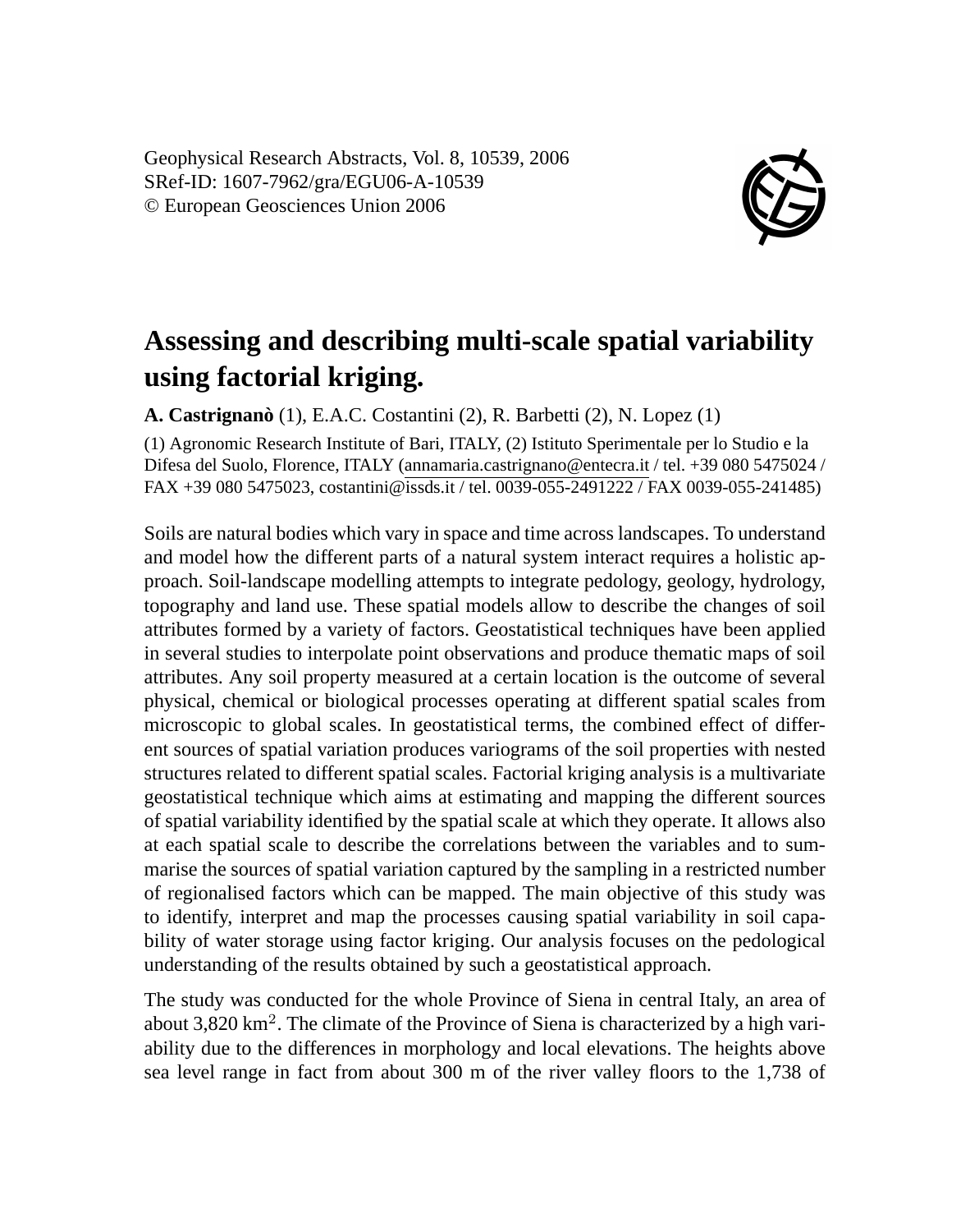Geophysical Research Abstracts, Vol. 8, 10539, 2006
SRef-ID: 1607-7962/gra/EGU06-A-10539
© European Geosciences Union 2006

# Assessing and describing multi-scale spatial variability using factorial kriging.

**A. Castrignanò** (1), E.A.C. Costantini (2), R. Barbetti (2), N. Lopez (1)

(1) Agronomic Research Institute of Bari, ITALY, (2) Istituto Sperimentale per lo Studio e la Difesa del Suolo, Florence, ITALY (annamaria.castrignano@entecra.it / tel. +39 080 5475024 / FAX +39 080 5475023, costantini@issds.it / tel. 0039-055-2491222 / FAX 0039-055-241485)

Soils are natural bodies which vary in space and time across landscapes. To understand and model how the different parts of a natural system interact requires a holistic approach. Soil-landscape modelling attempts to integrate pedology, geology, hydrology, topography and land use. These spatial models allow to describe the changes of soil attributes formed by a variety of factors. Geostatistical techniques have been applied in several studies to interpolate point observations and produce thematic maps of soil attributes. Any soil property measured at a certain location is the outcome of several physical, chemical or biological processes operating at different spatial scales from microscopic to global scales. In geostatistical terms, the combined effect of different sources of spatial variation produces variograms of the soil properties with nested structures related to different spatial scales. Factorial kriging analysis is a multivariate geostatistical technique which aims at estimating and mapping the different sources of spatial variability identified by the spatial scale at which they operate. It allows also at each spatial scale to describe the correlations between the variables and to summarise the sources of spatial variation captured by the sampling in a restricted number of regionalised factors which can be mapped. The main objective of this study was to identify, interpret and map the processes causing spatial variability in soil capability of water storage using factor kriging. Our analysis focuses on the pedological understanding of the results obtained by such a geostatistical approach.

The study was conducted for the whole Province of Siena in central Italy, an area of about 3,820 km$^2$. The climate of the Province of Siena is characterized by a high variability due to the differences in morphology and local elevations. The heights above sea level range in fact from about 300 m of the river valley floors to the 1,738 of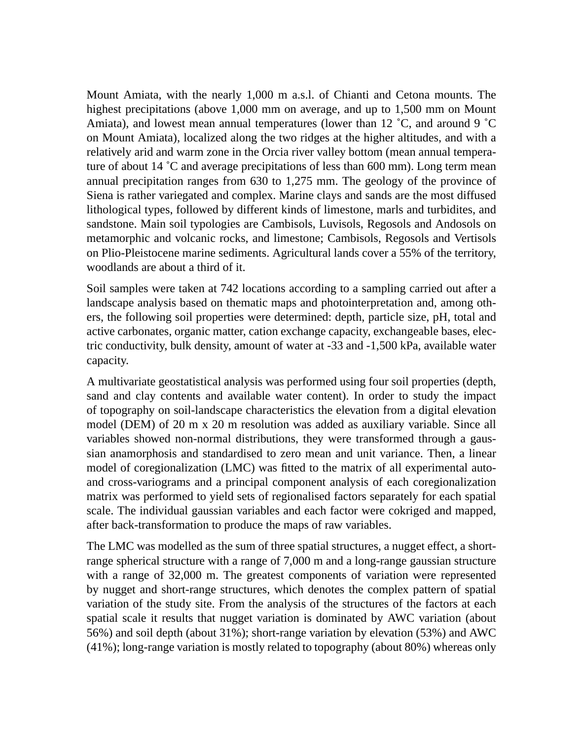Mount Amiata, with the nearly 1,000 m a.s.l. of Chianti and Cetona mounts. The highest precipitations (above 1,000 mm on average, and up to 1,500 mm on Mount Amiata), and lowest mean annual temperatures (lower than 12 ˚C, and around 9 ˚C on Mount Amiata), localized along the two ridges at the higher altitudes, and with a relatively arid and warm zone in the Orcia river valley bottom (mean annual temperature of about 14 ˚C and average precipitations of less than 600 mm). Long term mean annual precipitation ranges from 630 to 1,275 mm. The geology of the province of Siena is rather variegated and complex. Marine clays and sands are the most diffused lithological types, followed by different kinds of limestone, marls and turbidites, and sandstone. Main soil typologies are Cambisols, Luvisols, Regosols and Andosols on metamorphic and volcanic rocks, and limestone; Cambisols, Regosols and Vertisols on Plio-Pleistocene marine sediments. Agricultural lands cover a 55% of the territory, woodlands are about a third of it.

Soil samples were taken at 742 locations according to a sampling carried out after a landscape analysis based on thematic maps and photointerpretation and, among others, the following soil properties were determined: depth, particle size, pH, total and active carbonates, organic matter, cation exchange capacity, exchangeable bases, electric conductivity, bulk density, amount of water at -33 and -1,500 kPa, available water capacity.

A multivariate geostatistical analysis was performed using four soil properties (depth, sand and clay contents and available water content). In order to study the impact of topography on soil-landscape characteristics the elevation from a digital elevation model (DEM) of 20 m x 20 m resolution was added as auxiliary variable. Since all variables showed non-normal distributions, they were transformed through a gaussian anamorphosis and standardised to zero mean and unit variance. Then, a linear model of coregionalization (LMC) was fitted to the matrix of all experimental auto- and cross-variograms and a principal component analysis of each coregionalization matrix was performed to yield sets of regionalised factors separately for each spatial scale. The individual gaussian variables and each factor were cokriged and mapped, after back-transformation to produce the maps of raw variables.

The LMC was modelled as the sum of three spatial structures, a nugget effect, a short-range spherical structure with a range of 7,000 m and a long-range gaussian structure with a range of 32,000 m. The greatest components of variation were represented by nugget and short-range structures, which denotes the complex pattern of spatial variation of the study site. From the analysis of the structures of the factors at each spatial scale it results that nugget variation is dominated by AWC variation (about 56%) and soil depth (about 31%); short-range variation by elevation (53%) and AWC (41%); long-range variation is mostly related to topography (about 80%) whereas only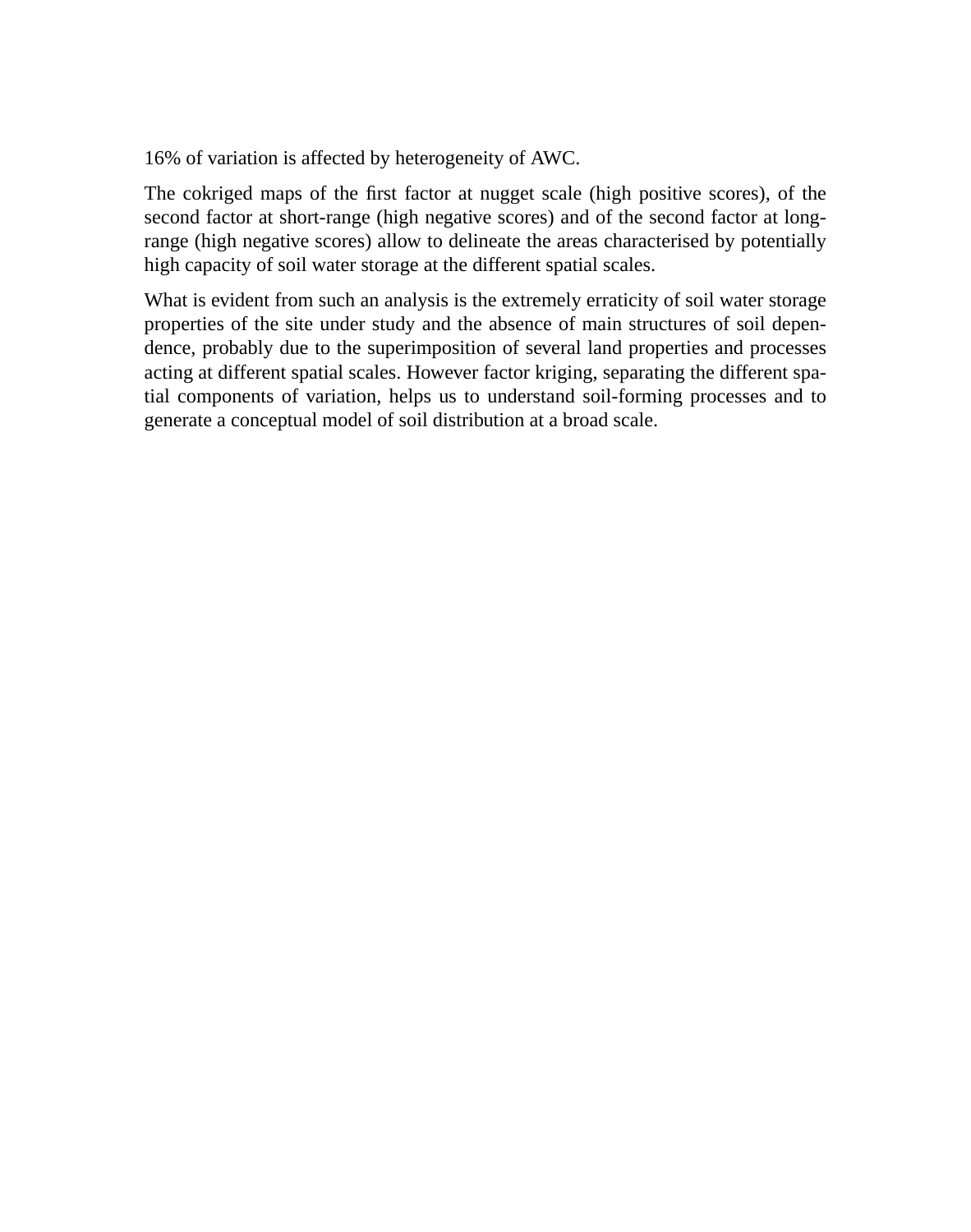16% of variation is affected by heterogeneity of AWC.

The cokriged maps of the first factor at nugget scale (high positive scores), of the second factor at short-range (high negative scores) and of the second factor at long-range (high negative scores) allow to delineate the areas characterised by potentially high capacity of soil water storage at the different spatial scales.

What is evident from such an analysis is the extremely erraticity of soil water storage properties of the site under study and the absence of main structures of soil dependence, probably due to the superimposition of several land properties and processes acting at different spatial scales. However factor kriging, separating the different spatial components of variation, helps us to understand soil-forming processes and to generate a conceptual model of soil distribution at a broad scale.